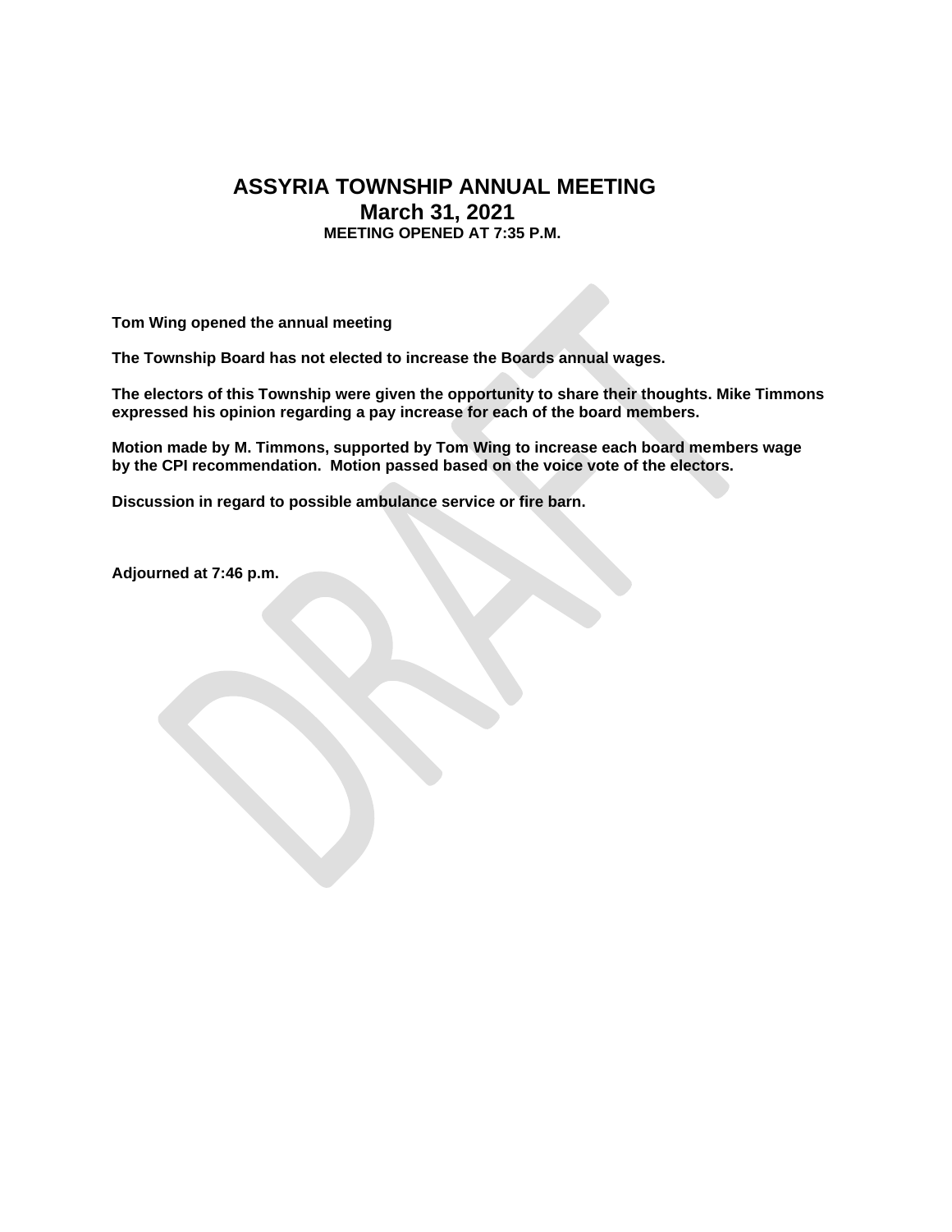# ASSYRIA TOWNSHIP ANNUAL MEETING
## March 31, 2021
### MEETING OPENED AT 7:35 P.M.

**Tom Wing opened the annual meeting**

**The Township Board has not elected to increase the Boards annual wages.**

**The electors of this Township were given the opportunity to share their thoughts. Mike Timmons expressed his opinion regarding a pay increase for each of the board members.**

**Motion made by M. Timmons, supported by Tom Wing to increase each board members wage by the CPI recommendation. Motion passed based on the voice vote of the electors.**

**Discussion in regard to possible ambulance service or fire barn.**

**Adjourned at 7:46 p.m.**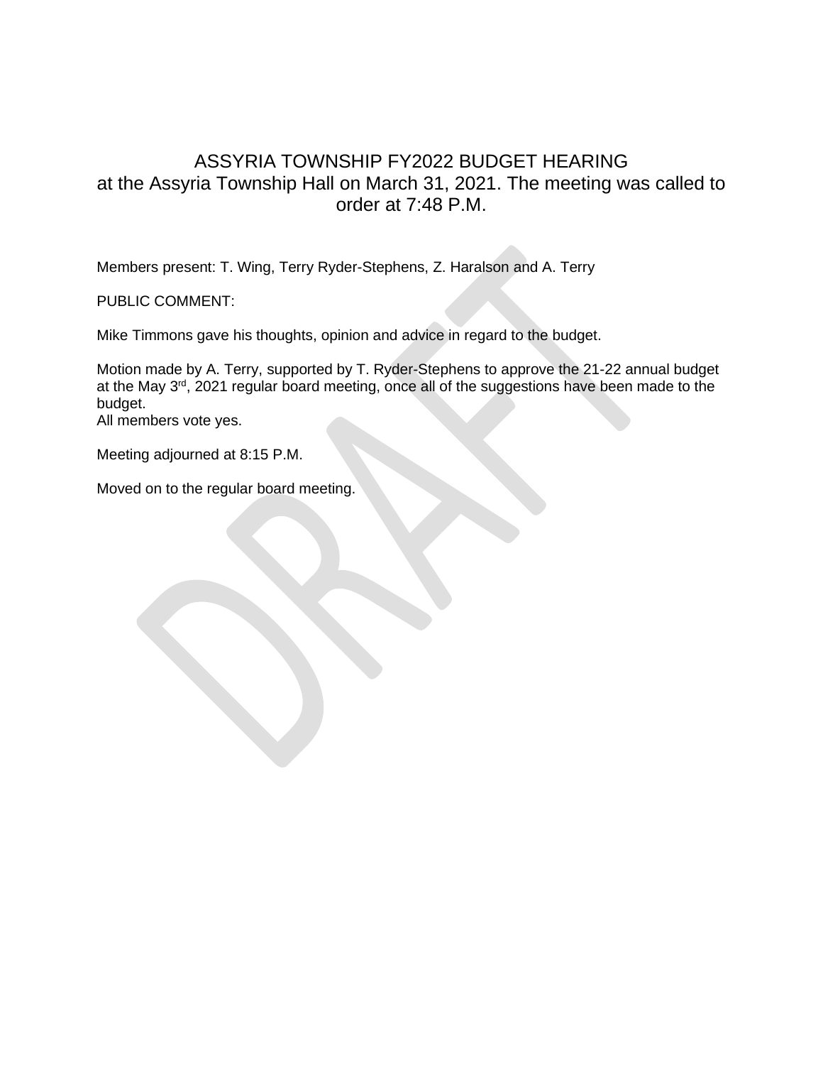# ASSYRIA TOWNSHIP FY2022 BUDGET HEARING

at the Assyria Township Hall on March 31, 2021. The meeting was called to order at 7:48 P.M.

Members present: T. Wing, Terry Ryder-Stephens, Z. Haralson and A. Terry

PUBLIC COMMENT:

Mike Timmons gave his thoughts, opinion and advice in regard to the budget.

Motion made by A. Terry, supported by T. Ryder-Stephens to approve the 21-22 annual budget at the May 3rd, 2021 regular board meeting, once all of the suggestions have been made to the budget.
All members vote yes.

Meeting adjourned at 8:15 P.M.

Moved on to the regular board meeting.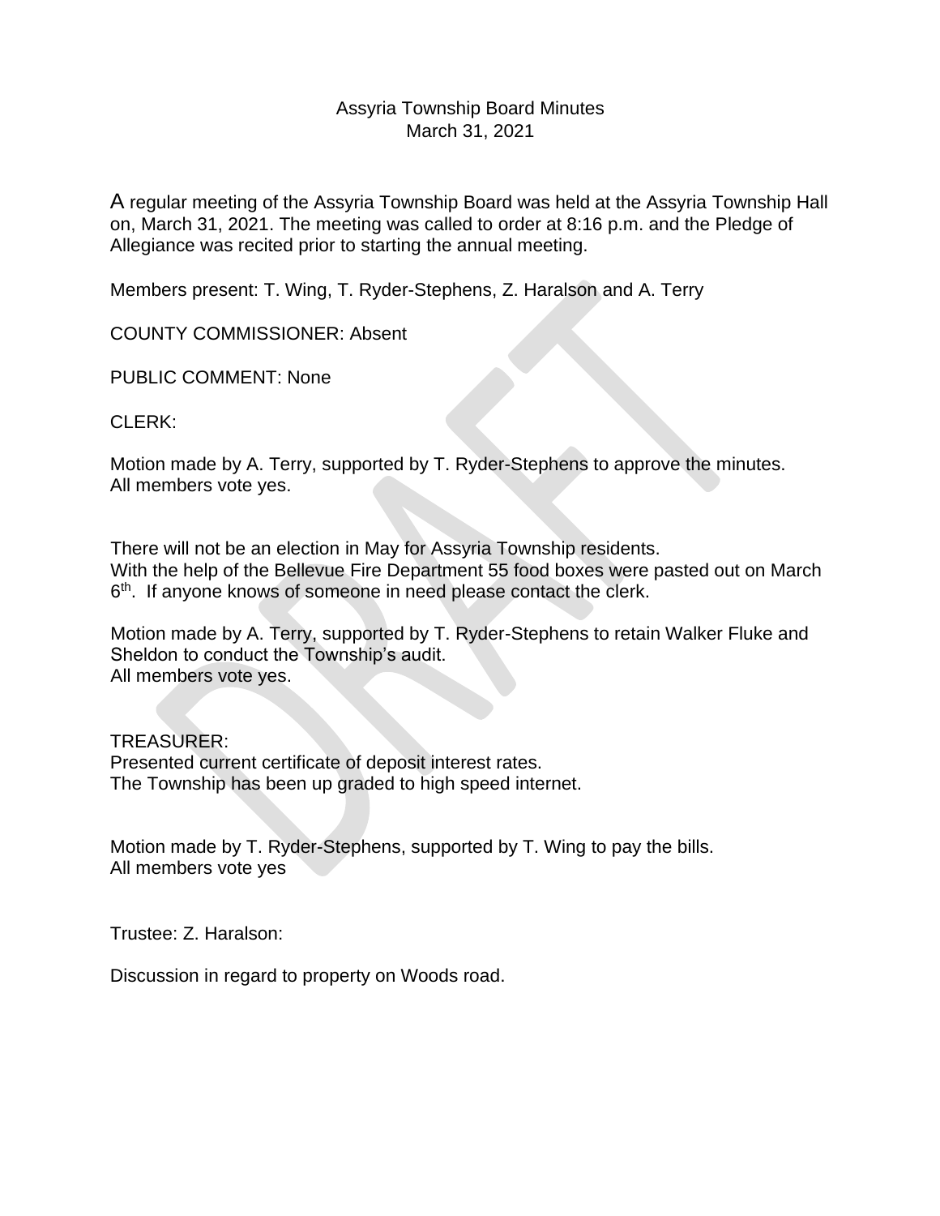Assyria Township Board Minutes
March 31, 2021

A regular meeting of the Assyria Township Board was held at the Assyria Township Hall on, March 31, 2021. The meeting was called to order at 8:16 p.m. and the Pledge of Allegiance was recited prior to starting the annual meeting.

Members present: T. Wing, T. Ryder-Stephens, Z. Haralson and A. Terry

COUNTY COMMISSIONER: Absent

PUBLIC COMMENT: None

CLERK:

Motion made by A. Terry, supported by T. Ryder-Stephens to approve the minutes.
All members vote yes.

There will not be an election in May for Assyria Township residents.
With the help of the Bellevue Fire Department 55 food boxes were pasted out on March 6th. If anyone knows of someone in need please contact the clerk.

Motion made by A. Terry, supported by T. Ryder-Stephens to retain Walker Fluke and Sheldon to conduct the Township's audit.
All members vote yes.

TREASURER:
Presented current certificate of deposit interest rates.
The Township has been up graded to high speed internet.

Motion made by T. Ryder-Stephens, supported by T. Wing to pay the bills.
All members vote yes

Trustee: Z. Haralson:

Discussion in regard to property on Woods road.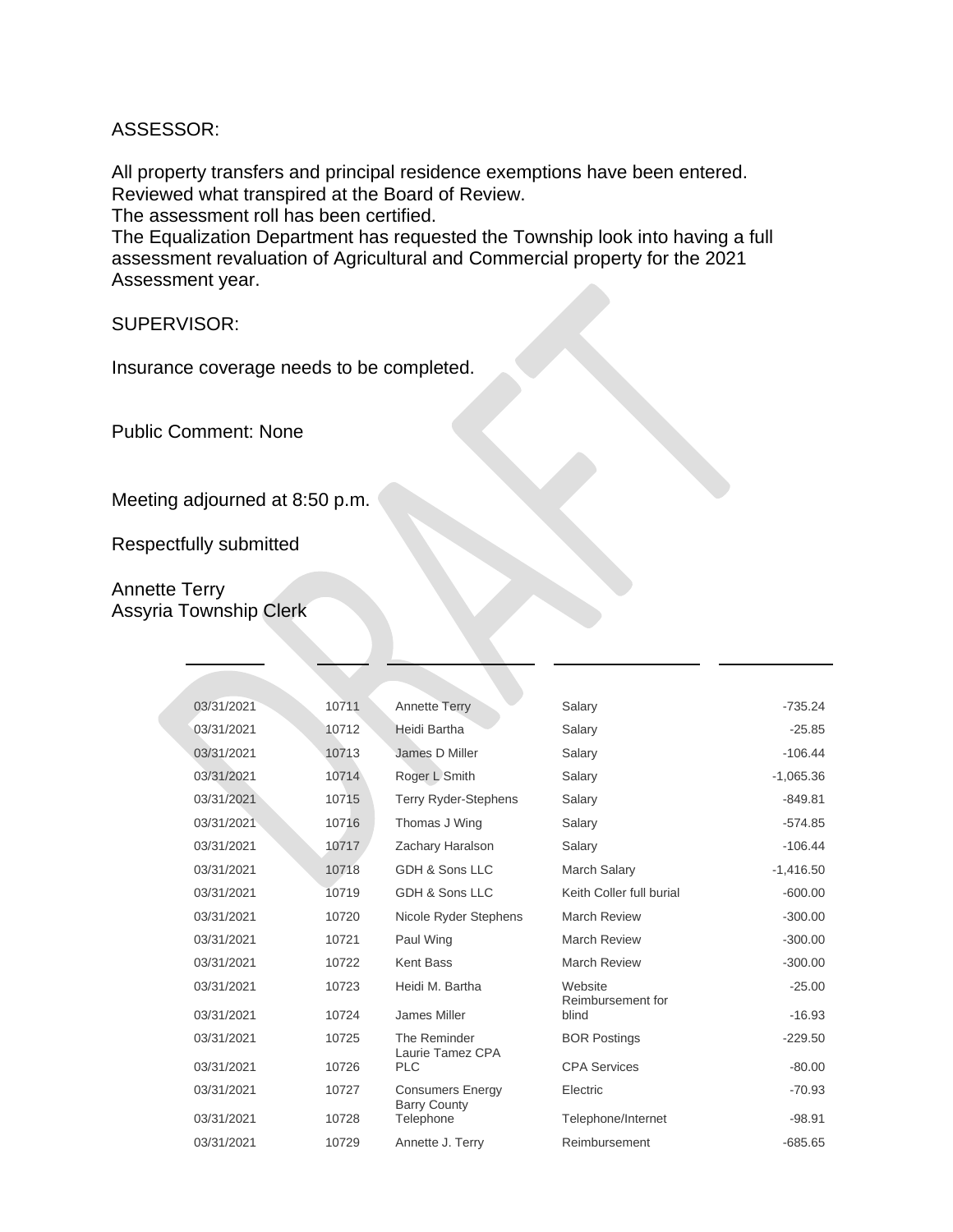ASSESSOR:

All property transfers and principal residence exemptions have been entered.
Reviewed what transpired at the Board of Review.
The assessment roll has been certified.
The Equalization Department has requested the Township look into having a full assessment revaluation of Agricultural and Commercial property for the 2021 Assessment year.

SUPERVISOR:

Insurance coverage needs to be completed.

Public Comment: None

Meeting adjourned at 8:50 p.m.

Respectfully submitted

Annette Terry
Assyria Township Clerk

| | | | | |
|---|---|---|---|---|
| 03/31/2021 | 10711 | Annette Terry | Salary | -735.24 |
| 03/31/2021 | 10712 | Heidi Bartha | Salary | -25.85 |
| 03/31/2021 | 10713 | James D Miller | Salary | -106.44 |
| 03/31/2021 | 10714 | Roger L Smith | Salary | -1,065.36 |
| 03/31/2021 | 10715 | Terry Ryder-Stephens | Salary | -849.81 |
| 03/31/2021 | 10716 | Thomas J Wing | Salary | -574.85 |
| 03/31/2021 | 10717 | Zachary Haralson | Salary | -106.44 |
| 03/31/2021 | 10718 | GDH & Sons LLC | March Salary | -1,416.50 |
| 03/31/2021 | 10719 | GDH & Sons LLC | Keith Coller full burial | -600.00 |
| 03/31/2021 | 10720 | Nicole Ryder Stephens | March Review | -300.00 |
| 03/31/2021 | 10721 | Paul Wing | March Review | -300.00 |
| 03/31/2021 | 10722 | Kent Bass | March Review | -300.00 |
| 03/31/2021 | 10723 | Heidi M. Bartha | Website | -25.00 |
| 03/31/2021 | 10724 | James Miller | Reimbursement for blind | -16.93 |
| 03/31/2021 | 10725 | The Reminder | BOR Postings | -229.50 |
| 03/31/2021 | 10726 | Laurie Tamez CPA PLC | CPA Services | -80.00 |
| 03/31/2021 | 10727 | Consumers Energy | Electric | -70.93 |
| 03/31/2021 | 10728 | Barry County Telephone | Telephone/Internet | -98.91 |
| 03/31/2021 | 10729 | Annette J. Terry | Reimbursement | -685.65 |